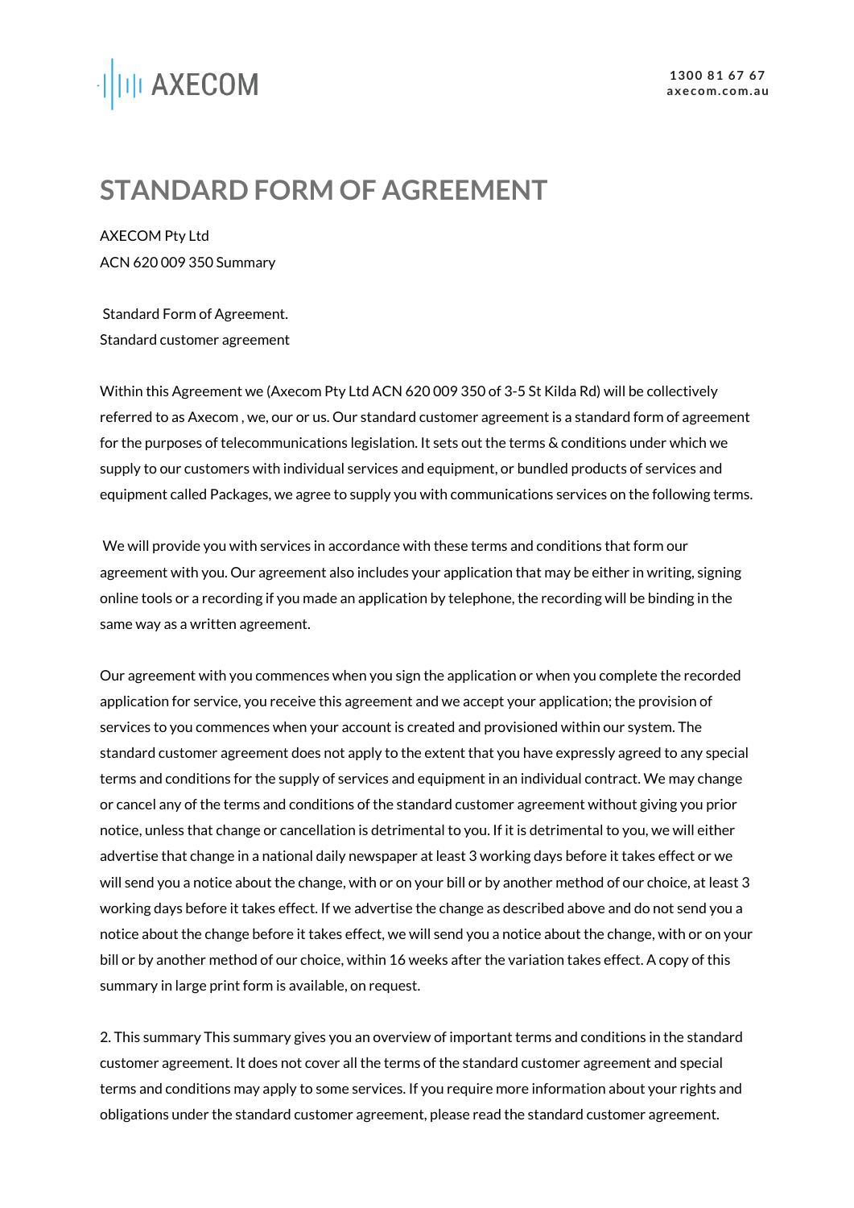# STANDARD FORM OF AGREEMENT

AXECOM Pty Ltd

ACN 620 009 350 Summary

Standard Form of Agreement.

Standard customer agreement

Within this Agreement we (Axecom Pty Ltd ACN 620 009 350 of 3-5 St Kilda Rd) will be collectively referred to as Axecom , we, our or us. Our standard customer agreement is a standard form of agreement for the purposes of telecommunications legislation. It sets out the terms & conditions under which we supply to our customers with individual services and equipment, or bundled products of services and equipment called Packages, we agree to supply you with communications services on the following terms.

We will provide you with services in accordance with these terms and conditions that form our agreement with you. Our agreement also includes your application that may be either in writing, signing online tools or a recording if you made an application by telephone, the recording will be binding in the same way as a written agreement.

Our agreement with you commences when you sign the application or when you complete the recorded application for service, you receive this agreement and we accept your application; the provision of services to you commences when your account is created and provisioned within our system. The standard customer agreement does not apply to the extent that you have expressly agreed to any special terms and conditions for the supply of services and equipment in an individual contract. We may change or cancel any of the terms and conditions of the standard customer agreement without giving you prior notice, unless that change or cancellation is detrimental to you. If it is detrimental to you, we will either advertise that change in a national daily newspaper at least 3 working days before it takes effect or we will send you a notice about the change, with or on your bill or by another method of our choice, at least 3 working days before it takes effect. If we advertise the change as described above and do not send you a notice about the change before it takes effect, we will send you a notice about the change, with or on your bill or by another method of our choice, within 16 weeks after the variation takes effect. A copy of this summary in large print form is available, on request.

2. This summary This summary gives you an overview of important terms and conditions in the standard customer agreement. It does not cover all the terms of the standard customer agreement and special terms and conditions may apply to some services. If you require more information about your rights and obligations under the standard customer agreement, please read the standard customer agreement.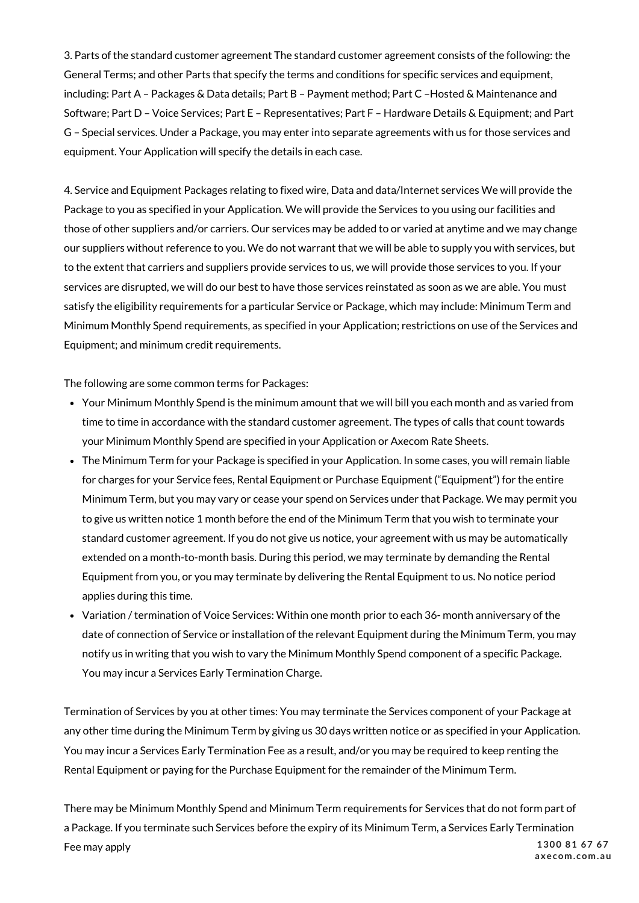3. Parts of the standard customer agreement The standard customer agreement consists of the following: the General Terms; and other Parts that specify the terms and conditions for specific services and equipment, including: Part A – Packages & Data details; Part B – Payment method; Part C –Hosted & Maintenance and Software; Part D – Voice Services; Part E – Representatives; Part F – Hardware Details & Equipment; and Part G – Special services. Under a Package, you may enter into separate agreements with us for those services and equipment. Your Application will specify the details in each case.

4. Service and Equipment Packages relating to fixed wire, Data and data/Internet services We will provide the Package to you as specified in your Application. We will provide the Services to you using our facilities and those of other suppliers and/or carriers. Our services may be added to or varied at anytime and we may change our suppliers without reference to you. We do not warrant that we will be able to supply you with services, but to the extent that carriers and suppliers provide services to us, we will provide those services to you. If your services are disrupted, we will do our best to have those services reinstated as soon as we are able. You must satisfy the eligibility requirements for a particular Service or Package, which may include: Minimum Term and Minimum Monthly Spend requirements, as specified in your Application; restrictions on use of the Services and Equipment; and minimum credit requirements.

The following are some common terms for Packages:

- Your Minimum Monthly Spend is the minimum amount that we will bill you each month and as varied from time to time in accordance with the standard customer agreement. The types of calls that count towards your Minimum Monthly Spend are specified in your Application or Axecom Rate Sheets.
- The Minimum Term for your Package is specified in your Application. In some cases, you will remain liable for charges for your Service fees, Rental Equipment or Purchase Equipment ("Equipment") for the entire Minimum Term, but you may vary or cease your spend on Services under that Package. We may permit you to give us written notice 1 month before the end of the Minimum Term that you wish to terminate your standard customer agreement. If you do not give us notice, your agreement with us may be automatically extended on a month-to-month basis. During this period, we may terminate by demanding the Rental Equipment from you, or you may terminate by delivering the Rental Equipment to us. No notice period applies during this time.
- Variation / termination of Voice Services: Within one month prior to each 36- month anniversary of the date of connection of Service or installation of the relevant Equipment during the Minimum Term, you may notify us in writing that you wish to vary the Minimum Monthly Spend component of a specific Package. You may incur a Services Early Termination Charge.

Termination of Services by you at other times: You may terminate the Services component of your Package at any other time during the Minimum Term by giving us 30 days written notice or as specified in your Application. You may incur a Services Early Termination Fee as a result, and/or you may be required to keep renting the Rental Equipment or paying for the Purchase Equipment for the remainder of the Minimum Term.

There may be Minimum Monthly Spend and Minimum Term requirements for Services that do not form part of a Package. If you terminate such Services before the expiry of its Minimum Term, a Services Early Termination Fee may apply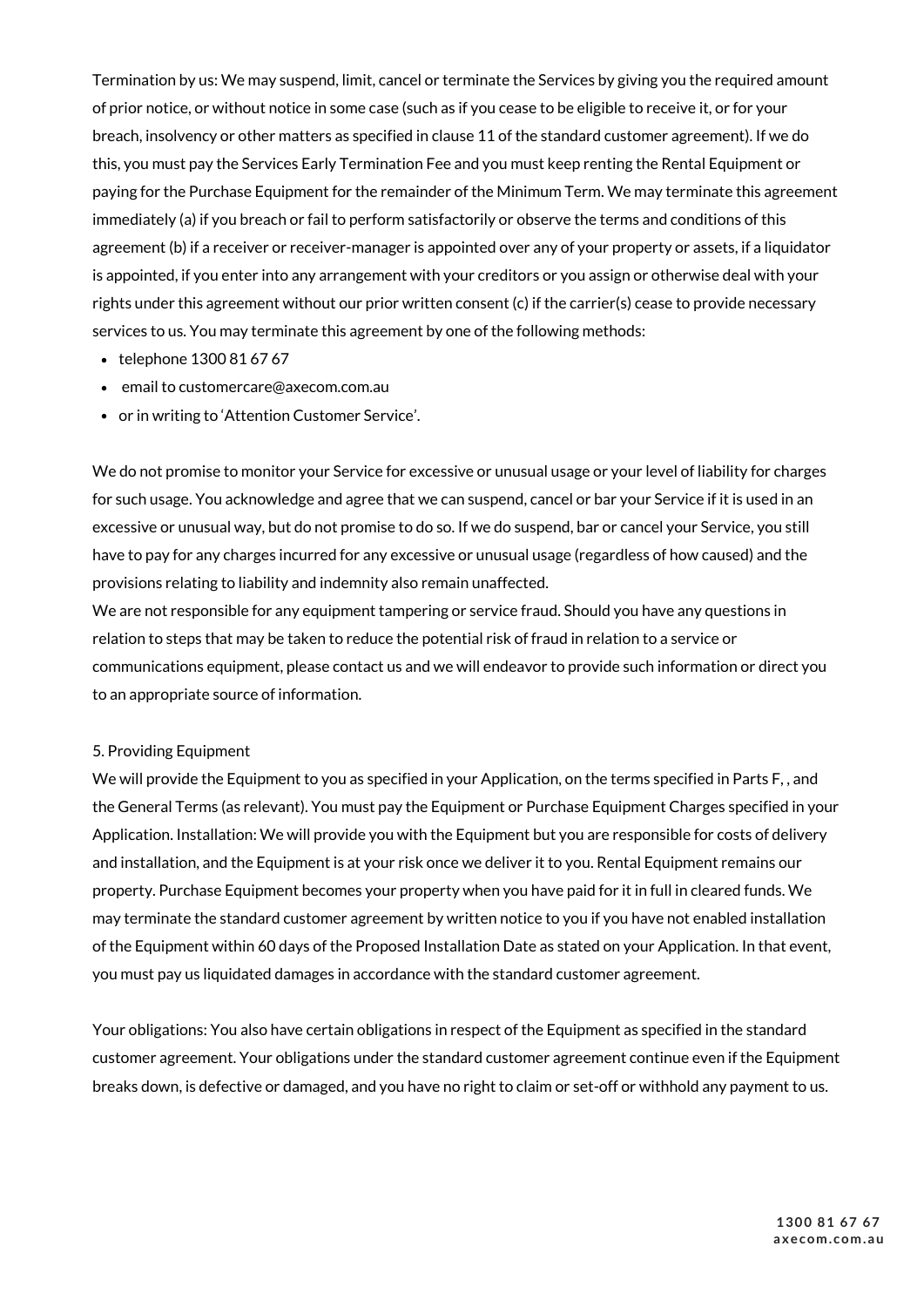Termination by us: We may suspend, limit, cancel or terminate the Services by giving you the required amount of prior notice, or without notice in some case (such as if you cease to be eligible to receive it, or for your breach, insolvency or other matters as specified in clause 11 of the standard customer agreement). If we do this, you must pay the Services Early Termination Fee and you must keep renting the Rental Equipment or paying for the Purchase Equipment for the remainder of the Minimum Term. We may terminate this agreement immediately (a) if you breach or fail to perform satisfactorily or observe the terms and conditions of this agreement (b) if a receiver or receiver-manager is appointed over any of your property or assets, if a liquidator is appointed, if you enter into any arrangement with your creditors or you assign or otherwise deal with your rights under this agreement without our prior written consent (c) if the carrier(s) cease to provide necessary services to us. You may terminate this agreement by one of the following methods:

- telephone 1300 81 67 67
- email to customercare@axecom.com.au
- or in writing to 'Attention Customer Service'.

We do not promise to monitor your Service for excessive or unusual usage or your level of liability for charges for such usage. You acknowledge and agree that we can suspend, cancel or bar your Service if it is used in an excessive or unusual way, but do not promise to do so. If we do suspend, bar or cancel your Service, you still have to pay for any charges incurred for any excessive or unusual usage (regardless of how caused) and the provisions relating to liability and indemnity also remain unaffected.

We are not responsible for any equipment tampering or service fraud. Should you have any questions in relation to steps that may be taken to reduce the potential risk of fraud in relation to a service or communications equipment, please contact us and we will endeavor to provide such information or direct you to an appropriate source of information.

5. Providing Equipment

We will provide the Equipment to you as specified in your Application, on the terms specified in Parts F, , and the General Terms (as relevant). You must pay the Equipment or Purchase Equipment Charges specified in your Application. Installation: We will provide you with the Equipment but you are responsible for costs of delivery and installation, and the Equipment is at your risk once we deliver it to you. Rental Equipment remains our property. Purchase Equipment becomes your property when you have paid for it in full in cleared funds. We may terminate the standard customer agreement by written notice to you if you have not enabled installation of the Equipment within 60 days of the Proposed Installation Date as stated on your Application. In that event, you must pay us liquidated damages in accordance with the standard customer agreement.

Your obligations: You also have certain obligations in respect of the Equipment as specified in the standard customer agreement. Your obligations under the standard customer agreement continue even if the Equipment breaks down, is defective or damaged, and you have no right to claim or set-off or withhold any payment to us.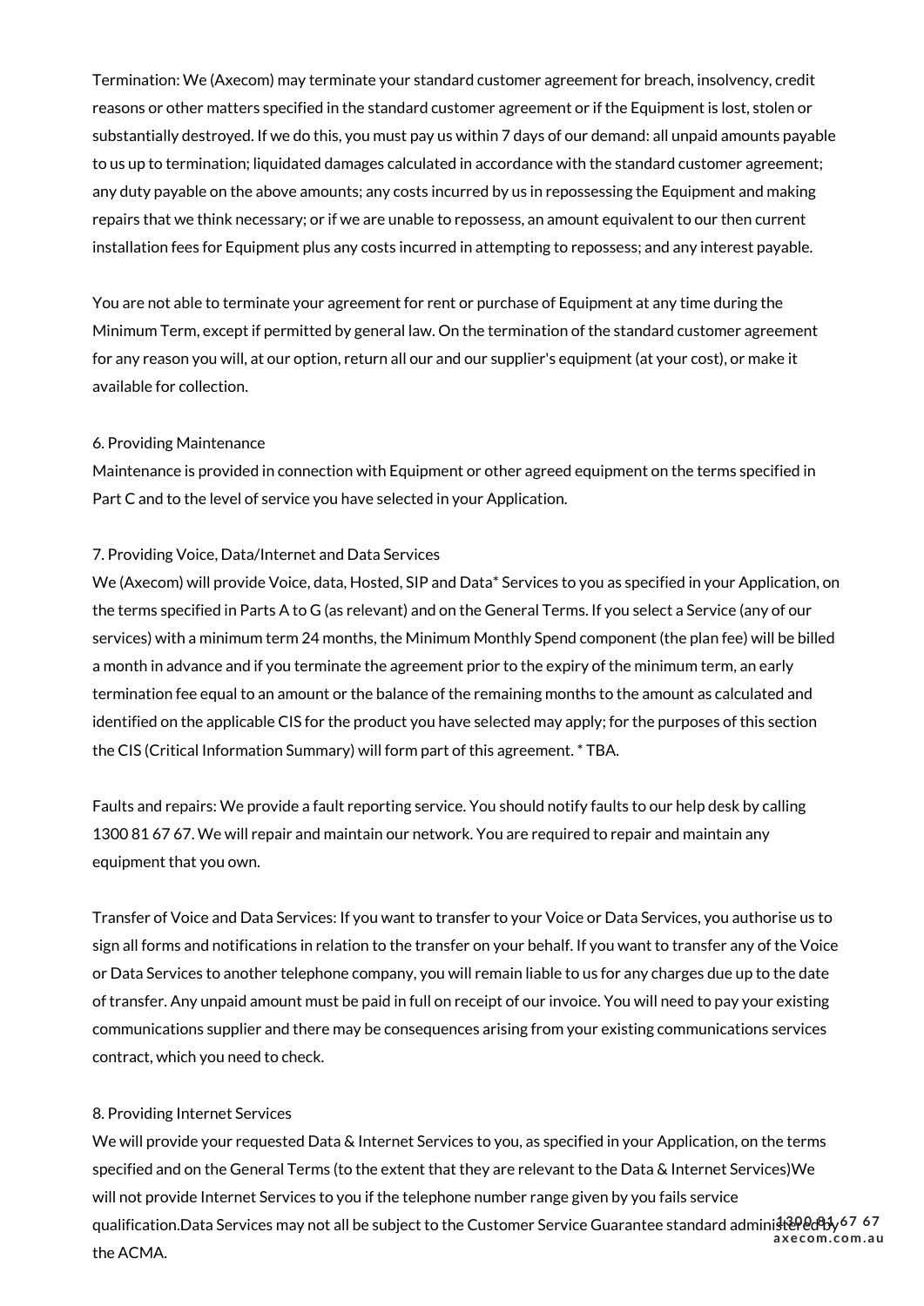Termination: We (Axecom) may terminate your standard customer agreement for breach, insolvency, credit reasons or other matters specified in the standard customer agreement or if the Equipment is lost, stolen or substantially destroyed. If we do this, you must pay us within 7 days of our demand: all unpaid amounts payable to us up to termination; liquidated damages calculated in accordance with the standard customer agreement; any duty payable on the above amounts; any costs incurred by us in repossessing the Equipment and making repairs that we think necessary; or if we are unable to repossess, an amount equivalent to our then current installation fees for Equipment plus any costs incurred in attempting to repossess; and any interest payable.

You are not able to terminate your agreement for rent or purchase of Equipment at any time during the Minimum Term, except if permitted by general law. On the termination of the standard customer agreement for any reason you will, at our option, return all our and our supplier's equipment (at your cost), or make it available for collection.

6. Providing Maintenance
Maintenance is provided in connection with Equipment or other agreed equipment on the terms specified in Part C and to the level of service you have selected in your Application.

7. Providing Voice, Data/Internet and Data Services
We (Axecom) will provide Voice, data, Hosted, SIP and Data* Services to you as specified in your Application, on the terms specified in Parts A to G (as relevant) and on the General Terms. If you select a Service (any of our services) with a minimum term 24 months, the Minimum Monthly Spend component (the plan fee) will be billed a month in advance and if you terminate the agreement prior to the expiry of the minimum term, an early termination fee equal to an amount or the balance of the remaining months to the amount as calculated and identified on the applicable CIS for the product you have selected may apply; for the purposes of this section the CIS (Critical Information Summary) will form part of this agreement. * TBA.

Faults and repairs: We provide a fault reporting service. You should notify faults to our help desk by calling 1300 81 67 67. We will repair and maintain our network. You are required to repair and maintain any equipment that you own.

Transfer of Voice and Data Services: If you want to transfer to your Voice or Data Services, you authorise us to sign all forms and notifications in relation to the transfer on your behalf. If you want to transfer any of the Voice or Data Services to another telephone company, you will remain liable to us for any charges due up to the date of transfer. Any unpaid amount must be paid in full on receipt of our invoice. You will need to pay your existing communications supplier and there may be consequences arising from your existing communications services contract, which you need to check.

8. Providing Internet Services
We will provide your requested Data & Internet Services to you, as specified in your Application, on the terms specified and on the General Terms (to the extent that they are relevant to the Data & Internet Services)We will not provide Internet Services to you if the telephone number range given by you fails service qualification.Data Services may not all be subject to the Customer Service Guarantee standard administered by the ACMA.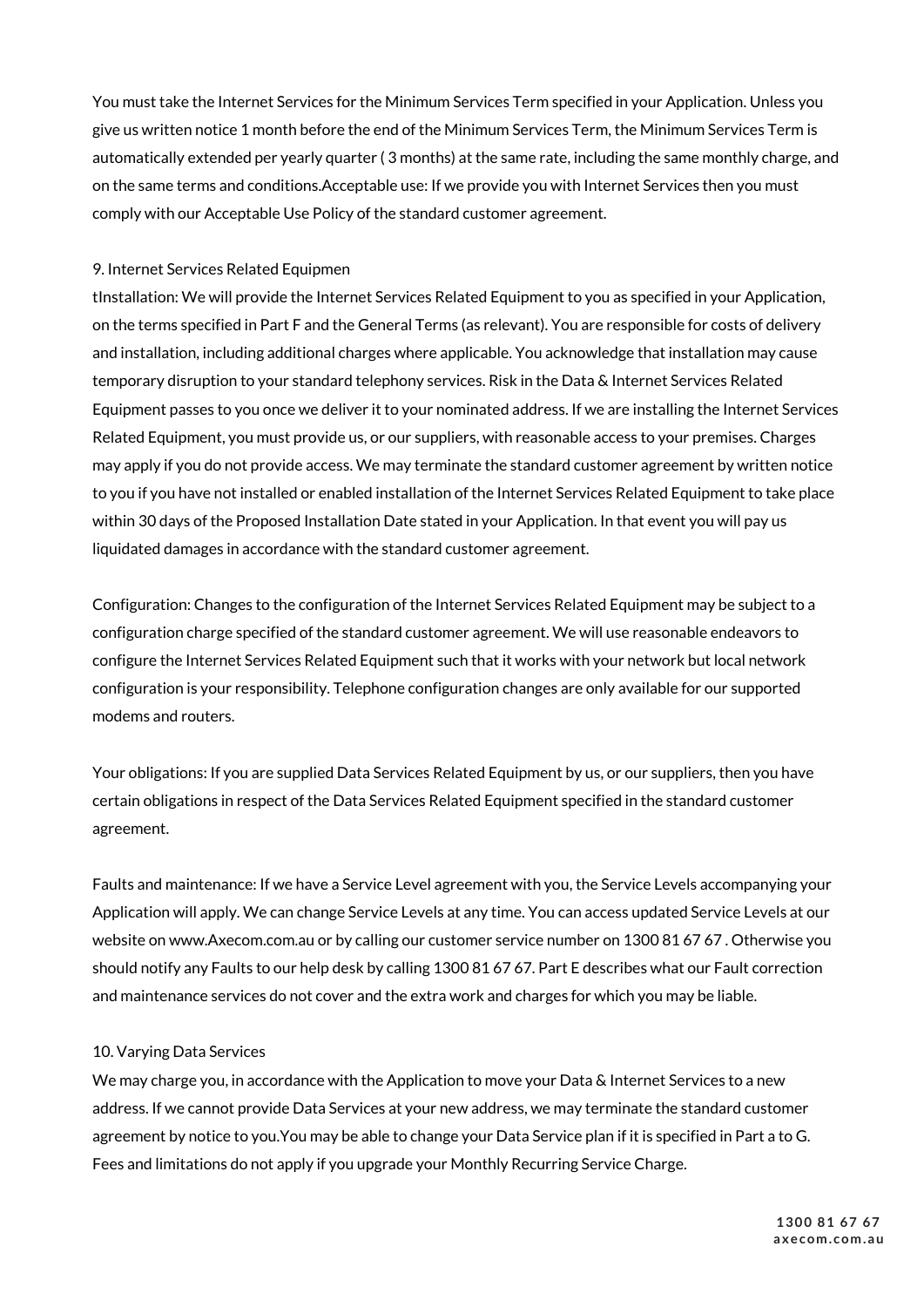You must take the Internet Services for the Minimum Services Term specified in your Application. Unless you give us written notice 1 month before the end of the Minimum Services Term, the Minimum Services Term is automatically extended per yearly quarter ( 3 months) at the same rate, including the same monthly charge, and on the same terms and conditions.Acceptable use: If we provide you with Internet Services then you must comply with our Acceptable Use Policy of the standard customer agreement.

9. Internet Services Related Equipmen
tInstallation: We will provide the Internet Services Related Equipment to you as specified in your Application, on the terms specified in Part F and the General Terms (as relevant). You are responsible for costs of delivery and installation, including additional charges where applicable. You acknowledge that installation may cause temporary disruption to your standard telephony services. Risk in the Data & Internet Services Related Equipment passes to you once we deliver it to your nominated address. If we are installing the Internet Services Related Equipment, you must provide us, or our suppliers, with reasonable access to your premises. Charges may apply if you do not provide access. We may terminate the standard customer agreement by written notice to you if you have not installed or enabled installation of the Internet Services Related Equipment to take place within 30 days of the Proposed Installation Date stated in your Application. In that event you will pay us liquidated damages in accordance with the standard customer agreement.

Configuration: Changes to the configuration of the Internet Services Related Equipment may be subject to a configuration charge specified of the standard customer agreement. We will use reasonable endeavors to configure the Internet Services Related Equipment such that it works with your network but local network configuration is your responsibility. Telephone configuration changes are only available for our supported modems and routers.

Your obligations: If you are supplied Data Services Related Equipment by us, or our suppliers, then you have certain obligations in respect of the Data Services Related Equipment specified in the standard customer agreement.

Faults and maintenance: If we have a Service Level agreement with you, the Service Levels accompanying your Application will apply. We can change Service Levels at any time. You can access updated Service Levels at our website on www.Axecom.com.au or by calling our customer service number on 1300 81 67 67 . Otherwise you should notify any Faults to our help desk by calling 1300 81 67 67. Part E describes what our Fault correction and maintenance services do not cover and the extra work and charges for which you may be liable.

10. Varying Data Services
We may charge you, in accordance with the Application to move your Data & Internet Services to a new address. If we cannot provide Data Services at your new address, we may terminate the standard customer agreement by notice to you.You may be able to change your Data Service plan if it is specified in Part a to G. Fees and limitations do not apply if you upgrade your Monthly Recurring Service Charge.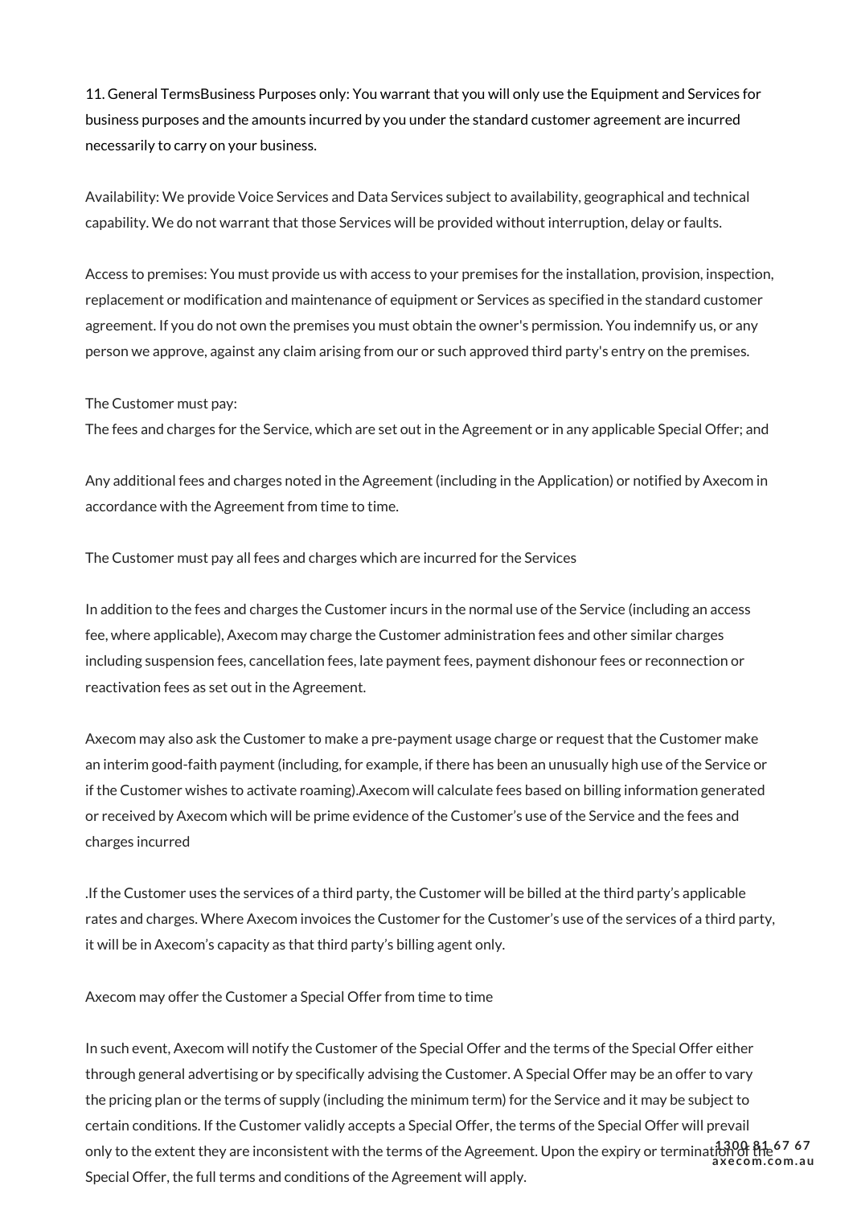11. General TermsBusiness Purposes only: You warrant that you will only use the Equipment and Services for business purposes and the amounts incurred by you under the standard customer agreement are incurred necessarily to carry on your business.

Availability: We provide Voice Services and Data Services subject to availability, geographical and technical capability. We do not warrant that those Services will be provided without interruption, delay or faults.

Access to premises: You must provide us with access to your premises for the installation, provision, inspection, replacement or modification and maintenance of equipment or Services as specified in the standard customer agreement. If you do not own the premises you must obtain the owner's permission. You indemnify us, or any person we approve, against any claim arising from our or such approved third party's entry on the premises.

The Customer must pay:
The fees and charges for the Service, which are set out in the Agreement or in any applicable Special Offer; and

Any additional fees and charges noted in the Agreement (including in the Application) or notified by Axecom in accordance with the Agreement from time to time.

The Customer must pay all fees and charges which are incurred for the Services

In addition to the fees and charges the Customer incurs in the normal use of the Service (including an access fee, where applicable), Axecom may charge the Customer administration fees and other similar charges including suspension fees, cancellation fees, late payment fees, payment dishonour fees or reconnection or reactivation fees as set out in the Agreement.

Axecom may also ask the Customer to make a pre-payment usage charge or request that the Customer make an interim good-faith payment (including, for example, if there has been an unusually high use of the Service or if the Customer wishes to activate roaming).Axecom will calculate fees based on billing information generated or received by Axecom which will be prime evidence of the Customer's use of the Service and the fees and charges incurred

.If the Customer uses the services of a third party, the Customer will be billed at the third party's applicable rates and charges. Where Axecom invoices the Customer for the Customer's use of the services of a third party, it will be in Axecom's capacity as that third party's billing agent only.

Axecom may offer the Customer a Special Offer from time to time

In such event, Axecom will notify the Customer of the Special Offer and the terms of the Special Offer either through general advertising or by specifically advising the Customer. A Special Offer may be an offer to vary the pricing plan or the terms of supply (including the minimum term) for the Service and it may be subject to certain conditions. If the Customer validly accepts a Special Offer, the terms of the Special Offer will prevail only to the extent they are inconsistent with the terms of the Agreement. Upon the expiry or termination of the Special Offer, the full terms and conditions of the Agreement will apply.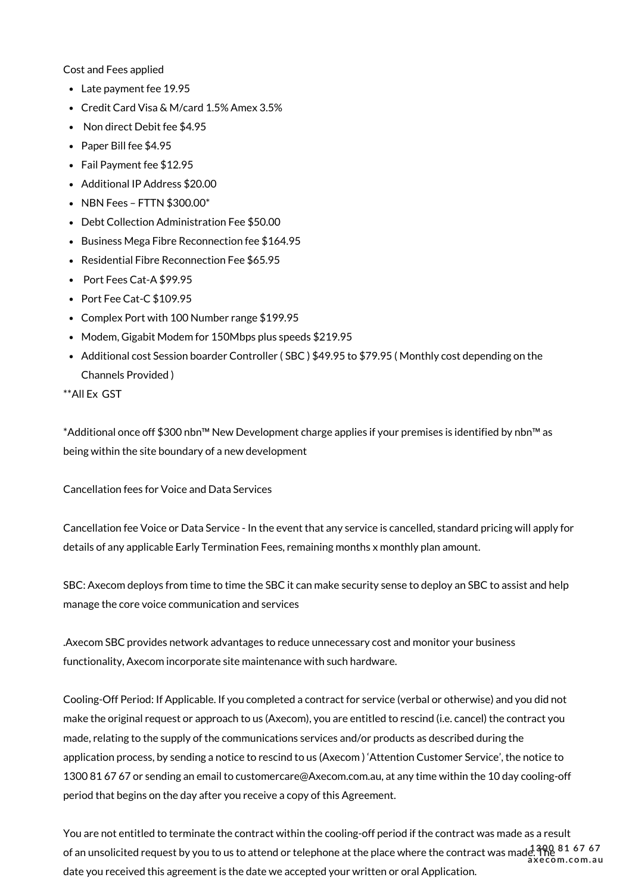Cost and Fees applied

- Late payment fee 19.95
- Credit Card Visa & M/card 1.5% Amex 3.5%
- Non direct Debit fee $4.95
- Paper Bill fee $4.95
- Fail Payment fee $12.95
- Additional IP Address $20.00
- NBN Fees – FTTN $300.00*
- Debt Collection Administration Fee $50.00
- Business Mega Fibre Reconnection fee $164.95
- Residential Fibre Reconnection Fee $65.95
- Port Fees Cat-A $99.95
- Port Fee Cat-C $109.95
- Complex Port with 100 Number range $199.95
- Modem, Gigabit Modem for 150Mbps plus speeds $219.95
- Additional cost Session boarder Controller ( SBC ) $49.95 to $79.95 ( Monthly cost depending on the Channels Provided )

**All Ex GST

*Additional once off $300 nbn™ New Development charge applies if your premises is identified by nbn™ as being within the site boundary of a new development

Cancellation fees for Voice and Data Services

Cancellation fee Voice or Data Service - In the event that any service is cancelled, standard pricing will apply for details of any applicable Early Termination Fees, remaining months x monthly plan amount.

SBC: Axecom deploys from time to time the SBC it can make security sense to deploy an SBC to assist and help manage the core voice communication and services

.Axecom SBC provides network advantages to reduce unnecessary cost and monitor your business functionality, Axecom incorporate site maintenance with such hardware.

Cooling-Off Period: If Applicable. If you completed a contract for service (verbal or otherwise) and you did not make the original request or approach to us (Axecom), you are entitled to rescind (i.e. cancel) the contract you made, relating to the supply of the communications services and/or products as described during the application process, by sending a notice to rescind to us (Axecom ) 'Attention Customer Service', the notice to 1300 81 67 67 or sending an email to customercare@Axecom.com.au, at any time within the 10 day cooling-off period that begins on the day after you receive a copy of this Agreement.

You are not entitled to terminate the contract within the cooling-off period if the contract was made as a result of an unsolicited request by you to us to attend or telephone at the place where the contract was made. The date you received this agreement is the date we accepted your written or oral Application.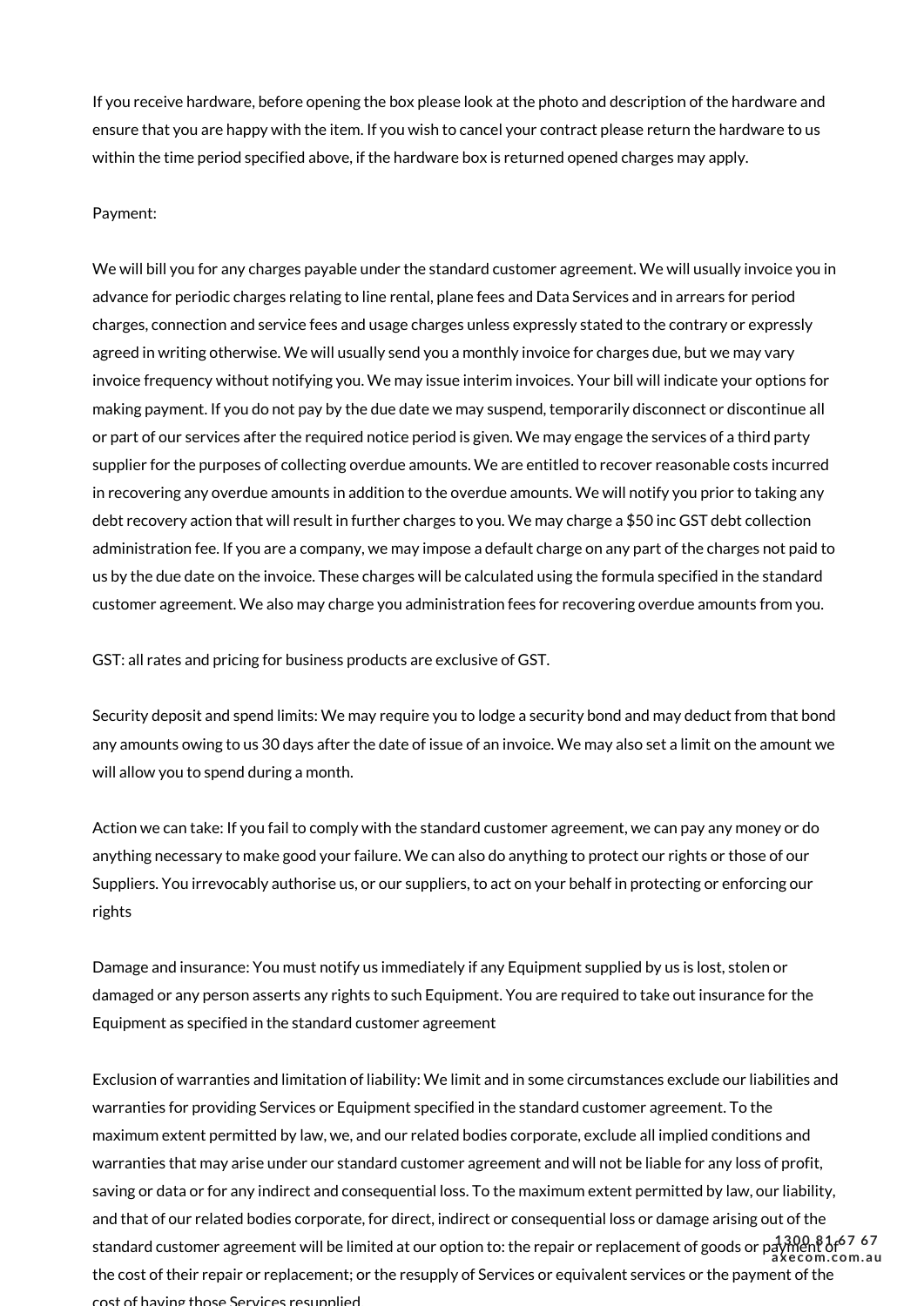If you receive hardware, before opening the box please look at the photo and description of the hardware and ensure that you are happy with the item. If you wish to cancel your contract please return the hardware to us within the time period specified above, if the hardware box is returned opened charges may apply.

Payment:

We will bill you for any charges payable under the standard customer agreement. We will usually invoice you in advance for periodic charges relating to line rental, plane fees and Data Services and in arrears for period charges, connection and service fees and usage charges unless expressly stated to the contrary or expressly agreed in writing otherwise. We will usually send you a monthly invoice for charges due, but we may vary invoice frequency without notifying you. We may issue interim invoices. Your bill will indicate your options for making payment. If you do not pay by the due date we may suspend, temporarily disconnect or discontinue all or part of our services after the required notice period is given. We may engage the services of a third party supplier for the purposes of collecting overdue amounts. We are entitled to recover reasonable costs incurred in recovering any overdue amounts in addition to the overdue amounts. We will notify you prior to taking any debt recovery action that will result in further charges to you. We may charge a $50 inc GST debt collection administration fee. If you are a company, we may impose a default charge on any part of the charges not paid to us by the due date on the invoice. These charges will be calculated using the formula specified in the standard customer agreement. We also may charge you administration fees for recovering overdue amounts from you.

GST: all rates and pricing for business products are exclusive of GST.

Security deposit and spend limits: We may require you to lodge a security bond and may deduct from that bond any amounts owing to us 30 days after the date of issue of an invoice. We may also set a limit on the amount we will allow you to spend during a month.

Action we can take: If you fail to comply with the standard customer agreement, we can pay any money or do anything necessary to make good your failure. We can also do anything to protect our rights or those of our Suppliers. You irrevocably authorise us, or our suppliers, to act on your behalf in protecting or enforcing our rights

Damage and insurance: You must notify us immediately if any Equipment supplied by us is lost, stolen or damaged or any person asserts any rights to such Equipment. You are required to take out insurance for the Equipment as specified in the standard customer agreement

Exclusion of warranties and limitation of liability: We limit and in some circumstances exclude our liabilities and warranties for providing Services or Equipment specified in the standard customer agreement. To the maximum extent permitted by law, we, and our related bodies corporate, exclude all implied conditions and warranties that may arise under our standard customer agreement and will not be liable for any loss of profit, saving or data or for any indirect and consequential loss. To the maximum extent permitted by law, our liability, and that of our related bodies corporate, for direct, indirect or consequential loss or damage arising out of the standard customer agreement will be limited at our option to: the repair or replacement of goods or payment of the cost of their repair or replacement; or the resupply of Services or equivalent services or the payment of the cost of having those Services resupplied.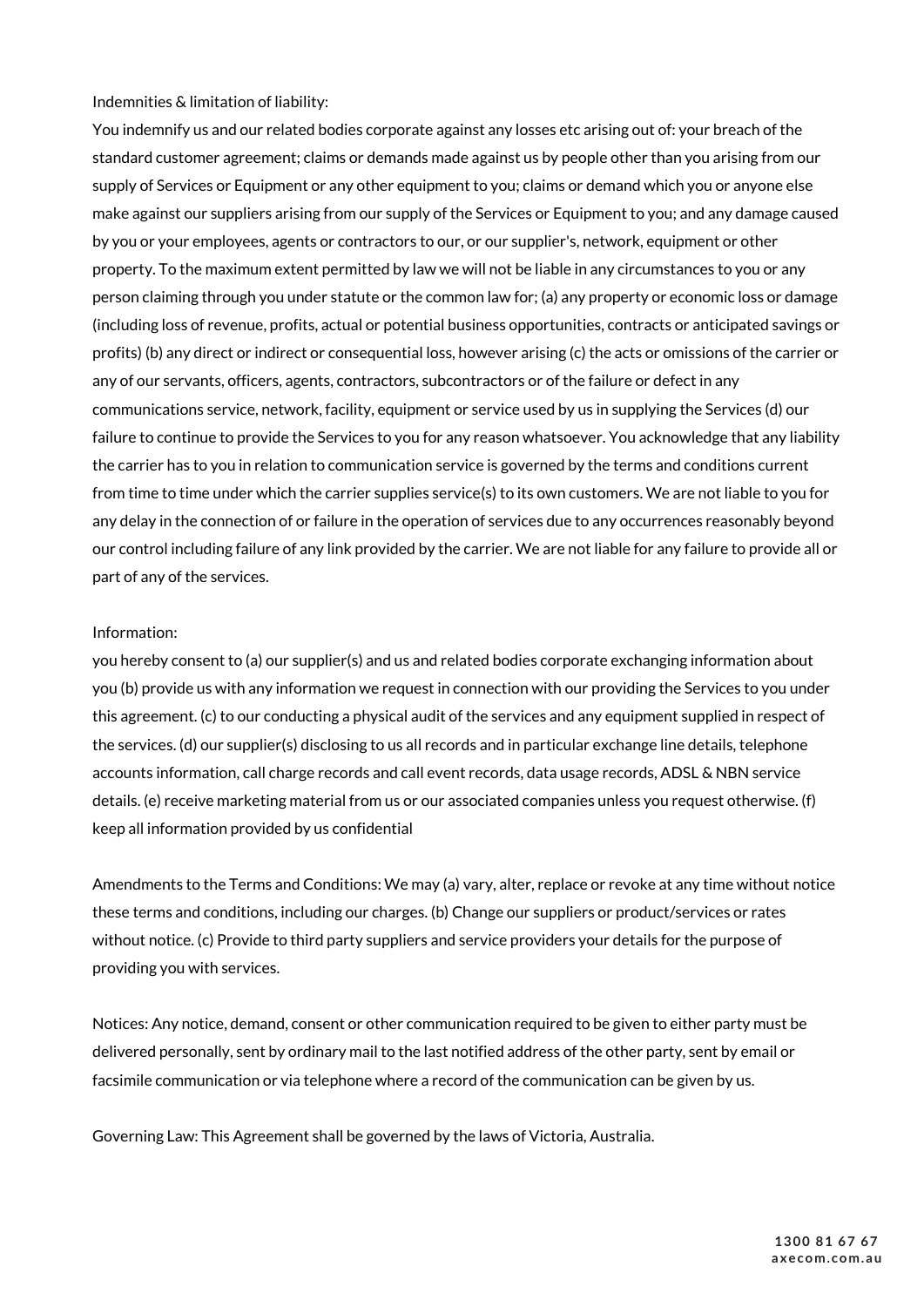Indemnities & limitation of liability:

You indemnify us and our related bodies corporate against any losses etc arising out of: your breach of the standard customer agreement; claims or demands made against us by people other than you arising from our supply of Services or Equipment or any other equipment to you; claims or demand which you or anyone else make against our suppliers arising from our supply of the Services or Equipment to you; and any damage caused by you or your employees, agents or contractors to our, or our supplier's, network, equipment or other property. To the maximum extent permitted by law we will not be liable in any circumstances to you or any person claiming through you under statute or the common law for; (a) any property or economic loss or damage (including loss of revenue, profits, actual or potential business opportunities, contracts or anticipated savings or profits) (b) any direct or indirect or consequential loss, however arising (c) the acts or omissions of the carrier or any of our servants, officers, agents, contractors, subcontractors or of the failure or defect in any communications service, network, facility, equipment or service used by us in supplying the Services (d) our failure to continue to provide the Services to you for any reason whatsoever. You acknowledge that any liability the carrier has to you in relation to communication service is governed by the terms and conditions current from time to time under which the carrier supplies service(s) to its own customers. We are not liable to you for any delay in the connection of or failure in the operation of services due to any occurrences reasonably beyond our control including failure of any link provided by the carrier. We are not liable for any failure to provide all or part of any of the services.

Information:

you hereby consent to (a) our supplier(s) and us and related bodies corporate exchanging information about you (b) provide us with any information we request in connection with our providing the Services to you under this agreement. (c) to our conducting a physical audit of the services and any equipment supplied in respect of the services. (d) our supplier(s) disclosing to us all records and in particular exchange line details, telephone accounts information, call charge records and call event records, data usage records, ADSL & NBN service details. (e) receive marketing material from us or our associated companies unless you request otherwise. (f) keep all information provided by us confidential

Amendments to the Terms and Conditions: We may (a) vary, alter, replace or revoke at any time without notice these terms and conditions, including our charges. (b) Change our suppliers or product/services or rates without notice. (c) Provide to third party suppliers and service providers your details for the purpose of providing you with services.

Notices: Any notice, demand, consent or other communication required to be given to either party must be delivered personally, sent by ordinary mail to the last notified address of the other party, sent by email or facsimile communication or via telephone where a record of the communication can be given by us.

Governing Law: This Agreement shall be governed by the laws of Victoria, Australia.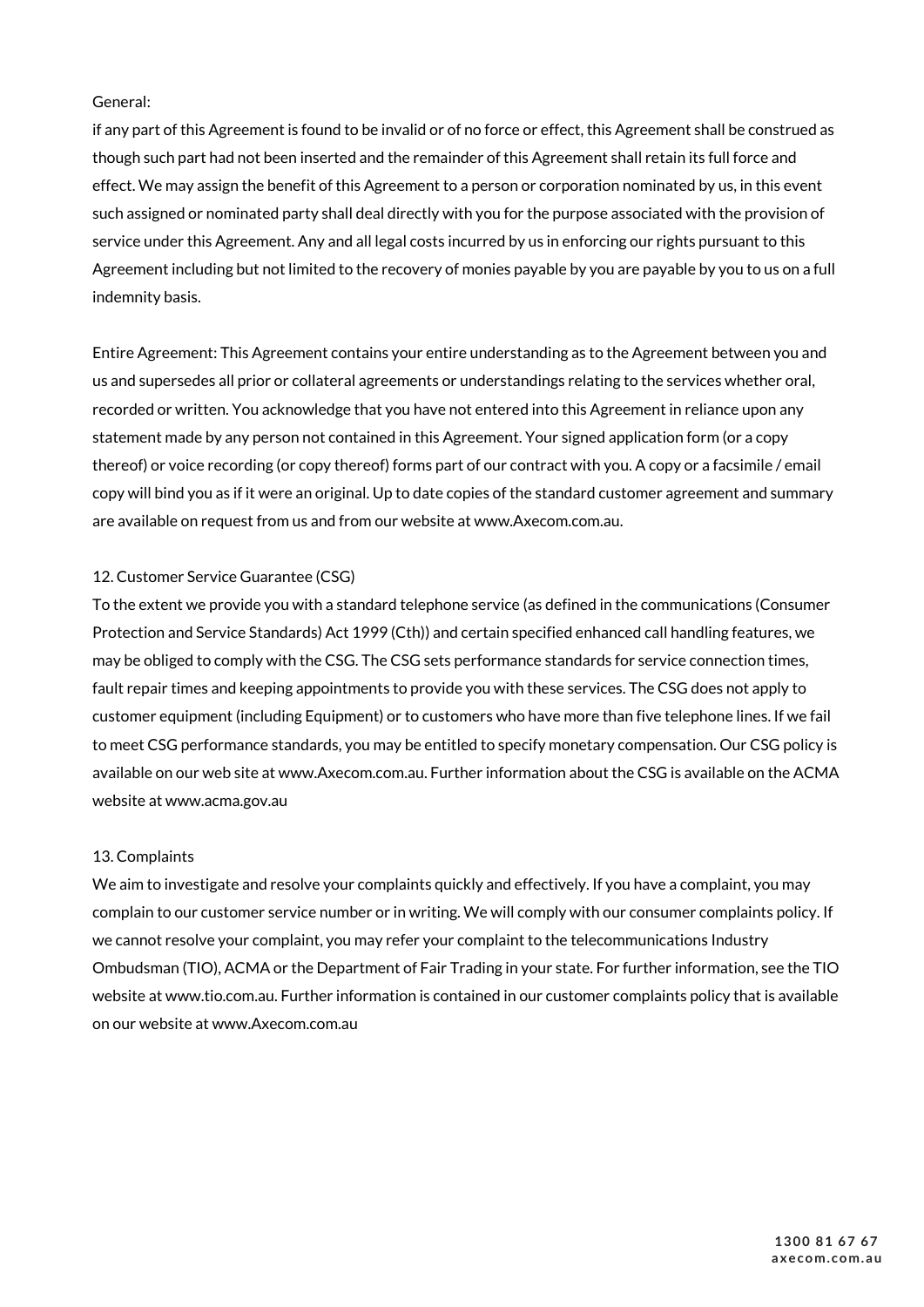General:

if any part of this Agreement is found to be invalid or of no force or effect, this Agreement shall be construed as though such part had not been inserted and the remainder of this Agreement shall retain its full force and effect. We may assign the benefit of this Agreement to a person or corporation nominated by us, in this event such assigned or nominated party shall deal directly with you for the purpose associated with the provision of service under this Agreement. Any and all legal costs incurred by us in enforcing our rights pursuant to this Agreement including but not limited to the recovery of monies payable by you are payable by you to us on a full indemnity basis.

Entire Agreement: This Agreement contains your entire understanding as to the Agreement between you and us and supersedes all prior or collateral agreements or understandings relating to the services whether oral, recorded or written. You acknowledge that you have not entered into this Agreement in reliance upon any statement made by any person not contained in this Agreement. Your signed application form (or a copy thereof) or voice recording (or copy thereof) forms part of our contract with you. A copy or a facsimile / email copy will bind you as if it were an original. Up to date copies of the standard customer agreement and summary are available on request from us and from our website at www.Axecom.com.au.

## 12. Customer Service Guarantee (CSG)

To the extent we provide you with a standard telephone service (as defined in the communications (Consumer Protection and Service Standards) Act 1999 (Cth)) and certain specified enhanced call handling features, we may be obliged to comply with the CSG. The CSG sets performance standards for service connection times, fault repair times and keeping appointments to provide you with these services. The CSG does not apply to customer equipment (including Equipment) or to customers who have more than five telephone lines. If we fail to meet CSG performance standards, you may be entitled to specify monetary compensation. Our CSG policy is available on our web site at www.Axecom.com.au. Further information about the CSG is available on the ACMA website at www.acma.gov.au

## 13. Complaints

We aim to investigate and resolve your complaints quickly and effectively. If you have a complaint, you may complain to our customer service number or in writing. We will comply with our consumer complaints policy. If we cannot resolve your complaint, you may refer your complaint to the telecommunications Industry Ombudsman (TIO), ACMA or the Department of Fair Trading in your state. For further information, see the TIO website at www.tio.com.au. Further information is contained in our customer complaints policy that is available on our website at www.Axecom.com.au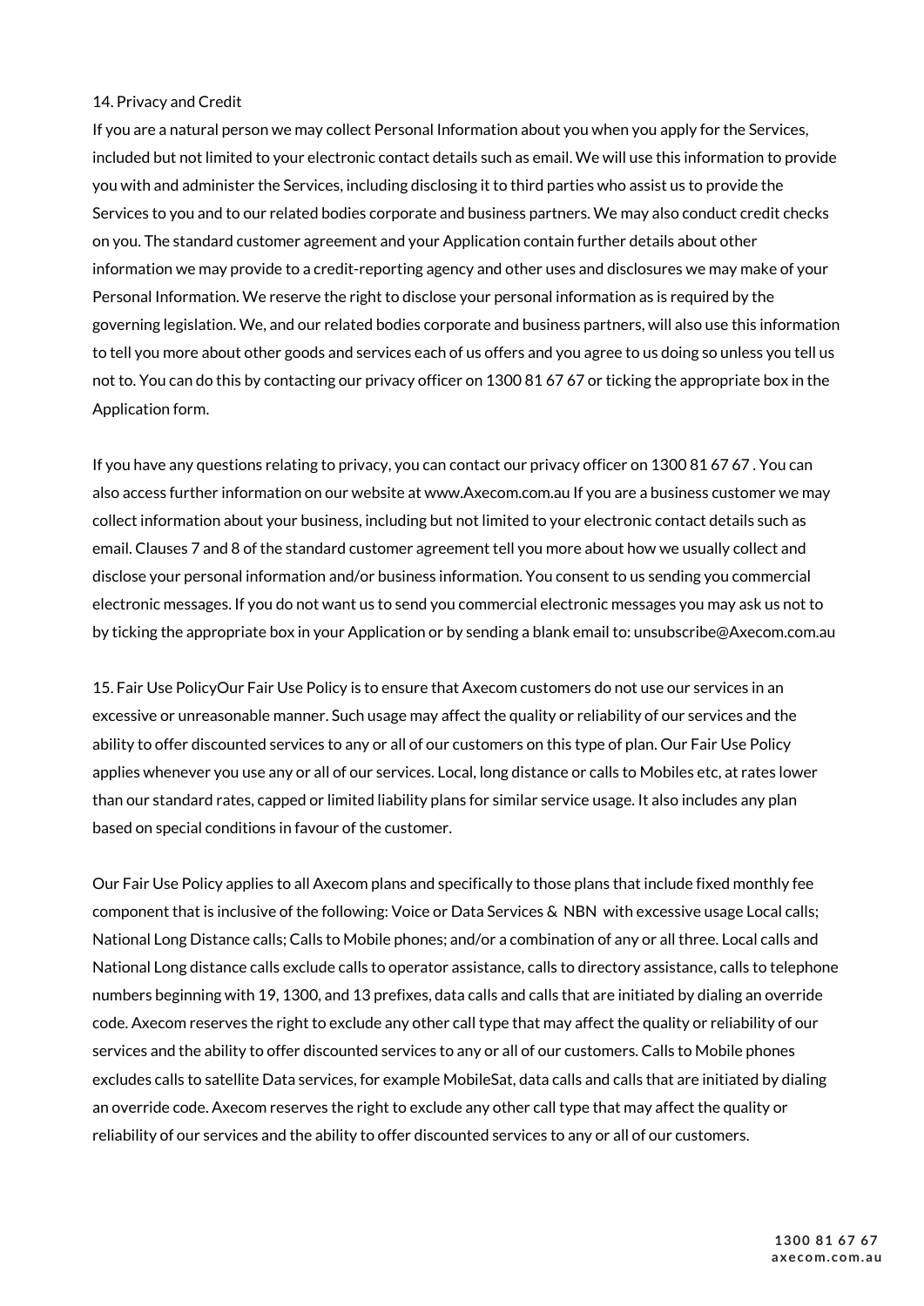14. Privacy and Credit

If you are a natural person we may collect Personal Information about you when you apply for the Services, included but not limited to your electronic contact details such as email. We will use this information to provide you with and administer the Services, including disclosing it to third parties who assist us to provide the Services to you and to our related bodies corporate and business partners. We may also conduct credit checks on you. The standard customer agreement and your Application contain further details about other information we may provide to a credit-reporting agency and other uses and disclosures we may make of your Personal Information. We reserve the right to disclose your personal information as is required by the governing legislation. We, and our related bodies corporate and business partners, will also use this information to tell you more about other goods and services each of us offers and you agree to us doing so unless you tell us not to. You can do this by contacting our privacy officer on 1300 81 67 67 or ticking the appropriate box in the Application form.

If you have any questions relating to privacy, you can contact our privacy officer on 1300 81 67 67 . You can also access further information on our website at www.Axecom.com.au If you are a business customer we may collect information about your business, including but not limited to your electronic contact details such as email. Clauses 7 and 8 of the standard customer agreement tell you more about how we usually collect and disclose your personal information and/or business information. You consent to us sending you commercial electronic messages. If you do not want us to send you commercial electronic messages you may ask us not to by ticking the appropriate box in your Application or by sending a blank email to: unsubscribe@Axecom.com.au

15. Fair Use PolicyOur Fair Use Policy is to ensure that Axecom customers do not use our services in an excessive or unreasonable manner. Such usage may affect the quality or reliability of our services and the ability to offer discounted services to any or all of our customers on this type of plan. Our Fair Use Policy applies whenever you use any or all of our services. Local, long distance or calls to Mobiles etc, at rates lower than our standard rates, capped or limited liability plans for similar service usage. It also includes any plan based on special conditions in favour of the customer.

Our Fair Use Policy applies to all Axecom plans and specifically to those plans that include fixed monthly fee component that is inclusive of the following: Voice or Data Services & NBN with excessive usage Local calls; National Long Distance calls; Calls to Mobile phones; and/or a combination of any or all three. Local calls and National Long distance calls exclude calls to operator assistance, calls to directory assistance, calls to telephone numbers beginning with 19, 1300, and 13 prefixes, data calls and calls that are initiated by dialing an override code. Axecom reserves the right to exclude any other call type that may affect the quality or reliability of our services and the ability to offer discounted services to any or all of our customers. Calls to Mobile phones excludes calls to satellite Data services, for example MobileSat, data calls and calls that are initiated by dialing an override code. Axecom reserves the right to exclude any other call type that may affect the quality or reliability of our services and the ability to offer discounted services to any or all of our customers.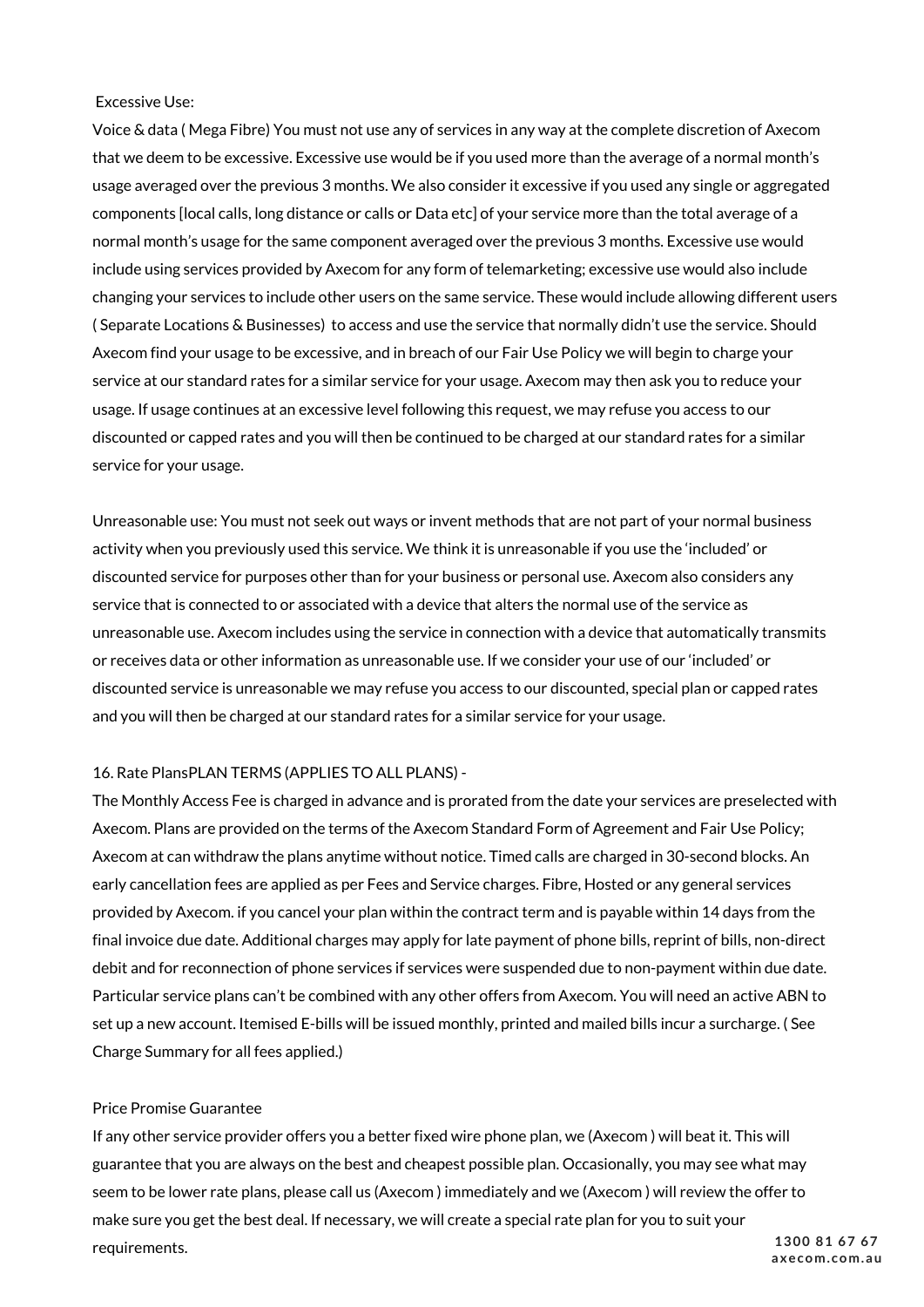Excessive Use:

Voice & data ( Mega Fibre) You must not use any of services in any way at the complete discretion of Axecom that we deem to be excessive. Excessive use would be if you used more than the average of a normal month's usage averaged over the previous 3 months. We also consider it excessive if you used any single or aggregated components [local calls, long distance or calls or Data etc] of your service more than the total average of a normal month's usage for the same component averaged over the previous 3 months. Excessive use would include using services provided by Axecom for any form of telemarketing; excessive use would also include changing your services to include other users on the same service. These would include allowing different users ( Separate Locations & Businesses) to access and use the service that normally didn't use the service. Should Axecom find your usage to be excessive, and in breach of our Fair Use Policy we will begin to charge your service at our standard rates for a similar service for your usage. Axecom may then ask you to reduce your usage. If usage continues at an excessive level following this request, we may refuse you access to our discounted or capped rates and you will then be continued to be charged at our standard rates for a similar service for your usage.

Unreasonable use: You must not seek out ways or invent methods that are not part of your normal business activity when you previously used this service. We think it is unreasonable if you use the 'included' or discounted service for purposes other than for your business or personal use. Axecom also considers any service that is connected to or associated with a device that alters the normal use of the service as unreasonable use. Axecom includes using the service in connection with a device that automatically transmits or receives data or other information as unreasonable use. If we consider your use of our 'included' or discounted service is unreasonable we may refuse you access to our discounted, special plan or capped rates and you will then be charged at our standard rates for a similar service for your usage.

16. Rate PlansPLAN TERMS (APPLIES TO ALL PLANS) -

The Monthly Access Fee is charged in advance and is prorated from the date your services are preselected with Axecom. Plans are provided on the terms of the Axecom Standard Form of Agreement and Fair Use Policy; Axecom at can withdraw the plans anytime without notice. Timed calls are charged in 30-second blocks. An early cancellation fees are applied as per Fees and Service charges. Fibre, Hosted or any general services provided by Axecom. if you cancel your plan within the contract term and is payable within 14 days from the final invoice due date. Additional charges may apply for late payment of phone bills, reprint of bills, non-direct debit and for reconnection of phone services if services were suspended due to non-payment within due date. Particular service plans can't be combined with any other offers from Axecom. You will need an active ABN to set up a new account. Itemised E-bills will be issued monthly, printed and mailed bills incur a surcharge. ( See Charge Summary for all fees applied.)

Price Promise Guarantee

If any other service provider offers you a better fixed wire phone plan, we (Axecom ) will beat it. This will guarantee that you are always on the best and cheapest possible plan. Occasionally, you may see what may seem to be lower rate plans, please call us (Axecom ) immediately and we (Axecom ) will review the offer to make sure you get the best deal. If necessary, we will create a special rate plan for you to suit your requirements.